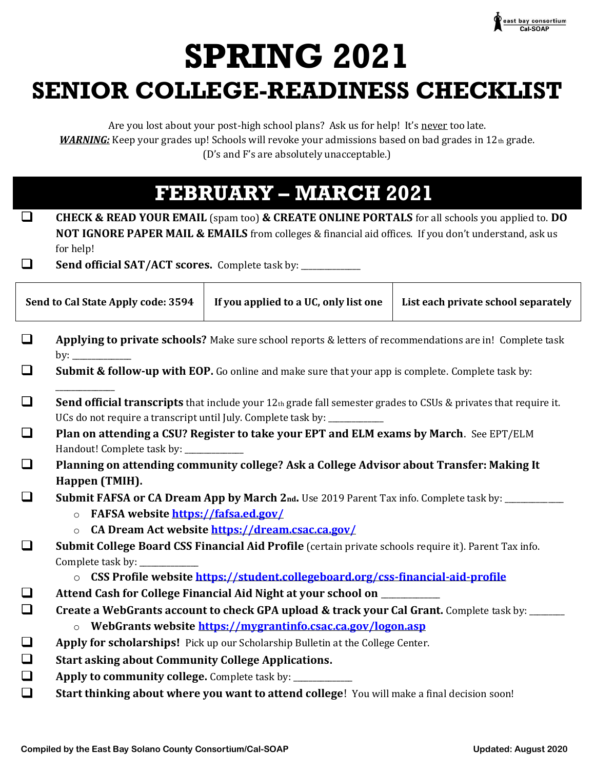# SPRING 2021

## SENIOR COLLEGE-READINESS CHECKLIST

Are you lost about your post-high school plans? Ask us for help! It's never too late.
***WARNING:*** Keep your grades up! Schools will revoke your admissions based on bad grades in 12th grade.
(D's and F's are absolutely unacceptable.)

## FEBRUARY – MARCH 2021

- ☐ **CHECK & READ YOUR EMAIL** (spam too) **& CREATE ONLINE PORTALS** for all schools you applied to. **DO NOT IGNORE PAPER MAIL & EMAILS** from colleges & financial aid offices. If you don't understand, ask us for help!
- ☐ **Send official SAT/ACT scores.** Complete task by: _______________

| Send to Cal State Apply code: 3594 | If you applied to a UC, only list one | List each private school separately |
|---|---|---|

- ☐ **Applying to private schools?** Make sure school reports & letters of recommendations are in! Complete task by: _______________
- ☐ **Submit & follow-up with EOP.** Go online and make sure that your app is complete. Complete task by: _______________
- ☐ **Send official transcripts** that include your 12th grade fall semester grades to CSUs & privates that require it. UCs do not require a transcript until July. Complete task by: _______________
- ☐ **Plan on attending a CSU? Register to take your EPT and ELM exams by March**. See EPT/ELM Handout! Complete task by: _______________
- ☐ **Planning on attending community college? Ask a College Advisor about Transfer: Making It Happen (TMIH).**
- ☐ **Submit FAFSA or CA Dream App by March 2nd.** Use 2019 Parent Tax info. Complete task by: _______________
  - **FAFSA website** https://fafsa.ed.gov/
  - **CA Dream Act website** https://dream.csac.ca.gov/
- ☐ **Submit College Board CSS Financial Aid Profile** (certain private schools require it). Parent Tax info. Complete task by: _______________
  - **CSS Profile website** https://student.collegeboard.org/css-financial-aid-profile
- ☐ **Attend Cash for College Financial Aid Night at your school on** _______________
- ☐ **Create a WebGrants account to check GPA upload & track your Cal Grant.** Complete task by: _________
  - **WebGrants website** https://mygrantinfo.csac.ca.gov/logon.asp
- ☐ **Apply for scholarships!** Pick up our Scholarship Bulletin at the College Center.
- ☐ **Start asking about Community College Applications.**
- ☐ **Apply to community college.** Complete task by: _______________
- ☐ **Start thinking about where you want to attend college**! You will make a final decision soon!

Compiled by the East Bay Solano County Consortium/Cal-SOAP | Updated: August 2020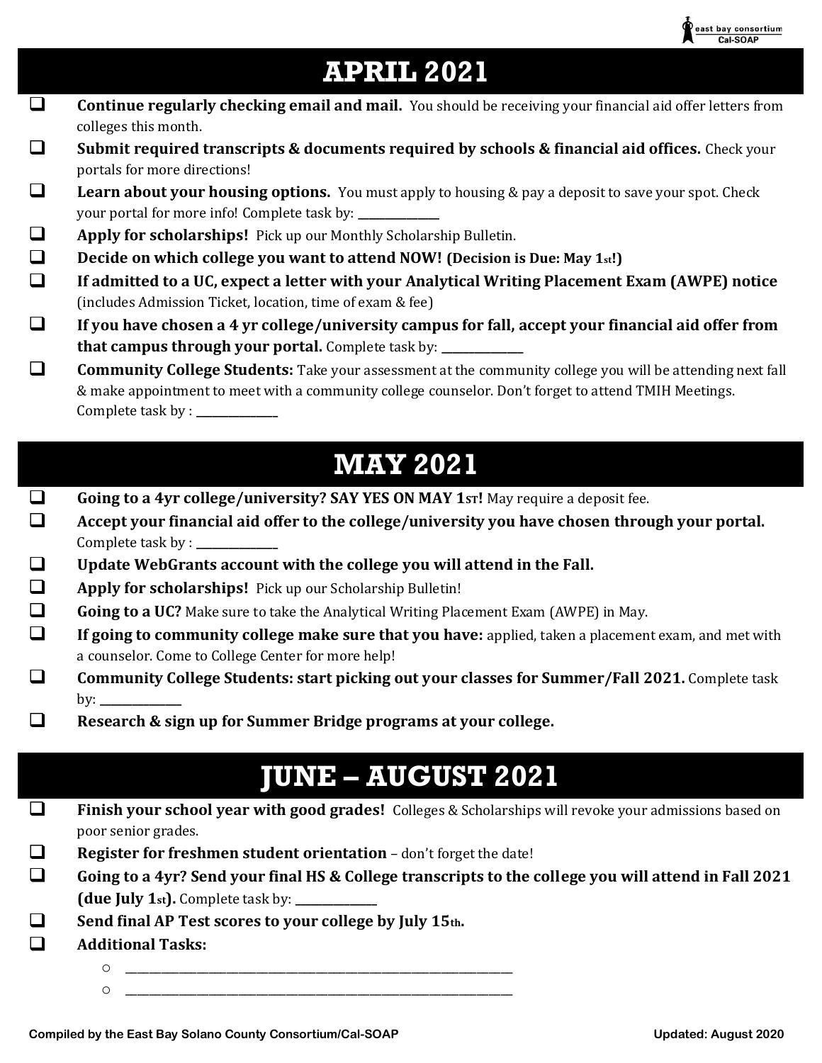# APRIL 2021

- [ ] **Continue regularly checking email and mail.** You should be receiving your financial aid offer letters from colleges this month.
- [ ] **Submit required transcripts & documents required by schools & financial aid offices.** Check your portals for more directions!
- [ ] **Learn about your housing options.** You must apply to housing & pay a deposit to save your spot. Check your portal for more info! Complete task by: _______________
- [ ] **Apply for scholarships!** Pick up our Monthly Scholarship Bulletin.
- [ ] **Decide on which college you want to attend NOW! (Decision is Due: May 1st!)**
- [ ] **If admitted to a UC, expect a letter with your Analytical Writing Placement Exam (AWPE) notice** (includes Admission Ticket, location, time of exam & fee)
- [ ] **If you have chosen a 4 yr college/university campus for fall, accept your financial aid offer from that campus through your portal.** Complete task by: _______________
- [ ] **Community College Students:** Take your assessment at the community college you will be attending next fall & make appointment to meet with a community college counselor. Don't forget to attend TMIH Meetings. Complete task by : _______________

# MAY 2021

- [ ] **Going to a 4yr college/university? SAY YES ON MAY 1ST!** May require a deposit fee.
- [ ] **Accept your financial aid offer to the college/university you have chosen through your portal.** Complete task by : _______________
- [ ] **Update WebGrants account with the college you will attend in the Fall.**
- [ ] **Apply for scholarships!** Pick up our Scholarship Bulletin!
- [ ] **Going to a UC?** Make sure to take the Analytical Writing Placement Exam (AWPE) in May.
- [ ] **If going to community college make sure that you have:** applied, taken a placement exam, and met with a counselor. Come to College Center for more help!
- [ ] **Community College Students: start picking out your classes for Summer/Fall 2021.** Complete task by: _______________
- [ ] **Research & sign up for Summer Bridge programs at your college.**

# JUNE – AUGUST 2021

- [ ] **Finish your school year with good grades!** Colleges & Scholarships will revoke your admissions based on poor senior grades.
- [ ] **Register for freshmen student orientation** – don't forget the date!
- [ ] **Going to a 4yr? Send your final HS & College transcripts to the college you will attend in Fall 2021 (due July 1st).** Complete task by: _______________
- [ ] **Send final AP Test scores to your college by July 15th.**
- [ ] **Additional Tasks:**
  - _______________________________________________________________________
  - _______________________________________________________________________

Compiled by the East Bay Solano County Consortium/Cal-SOAP

Updated: August 2020